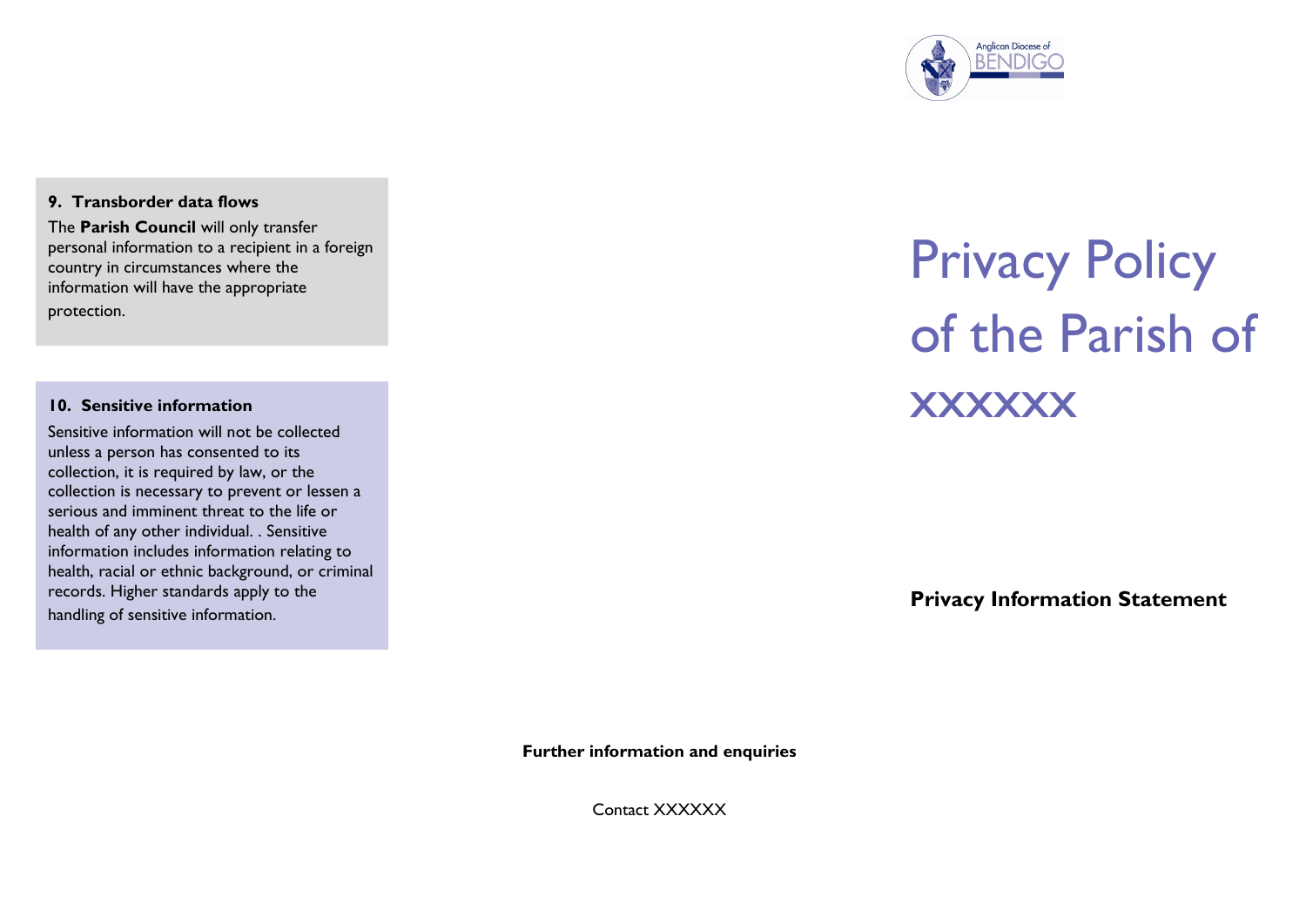### 9. Transborder data flows

The **Parish Council** will only transfer personal information to a recipient in a foreign country in circumstances where the information will have the appropriate protection.

### 10. Sensitive information

Sensitive information will not be collected unless a person has consented to its collection, it is required by law, or the collection is necessary to prevent or lessen a serious and imminent threat to the life or health of any other individual. . Sensitive information includes information relating to health, racial or ethnic background, or criminal records. Higher standards apply to the handling of sensitive information.

**Further information and enquiries**

Contact XXXXXX

Anglican Diocese of BENDIGO

# Privacy Policy of the Parish of XXXXXX

**Privacy Information Statement**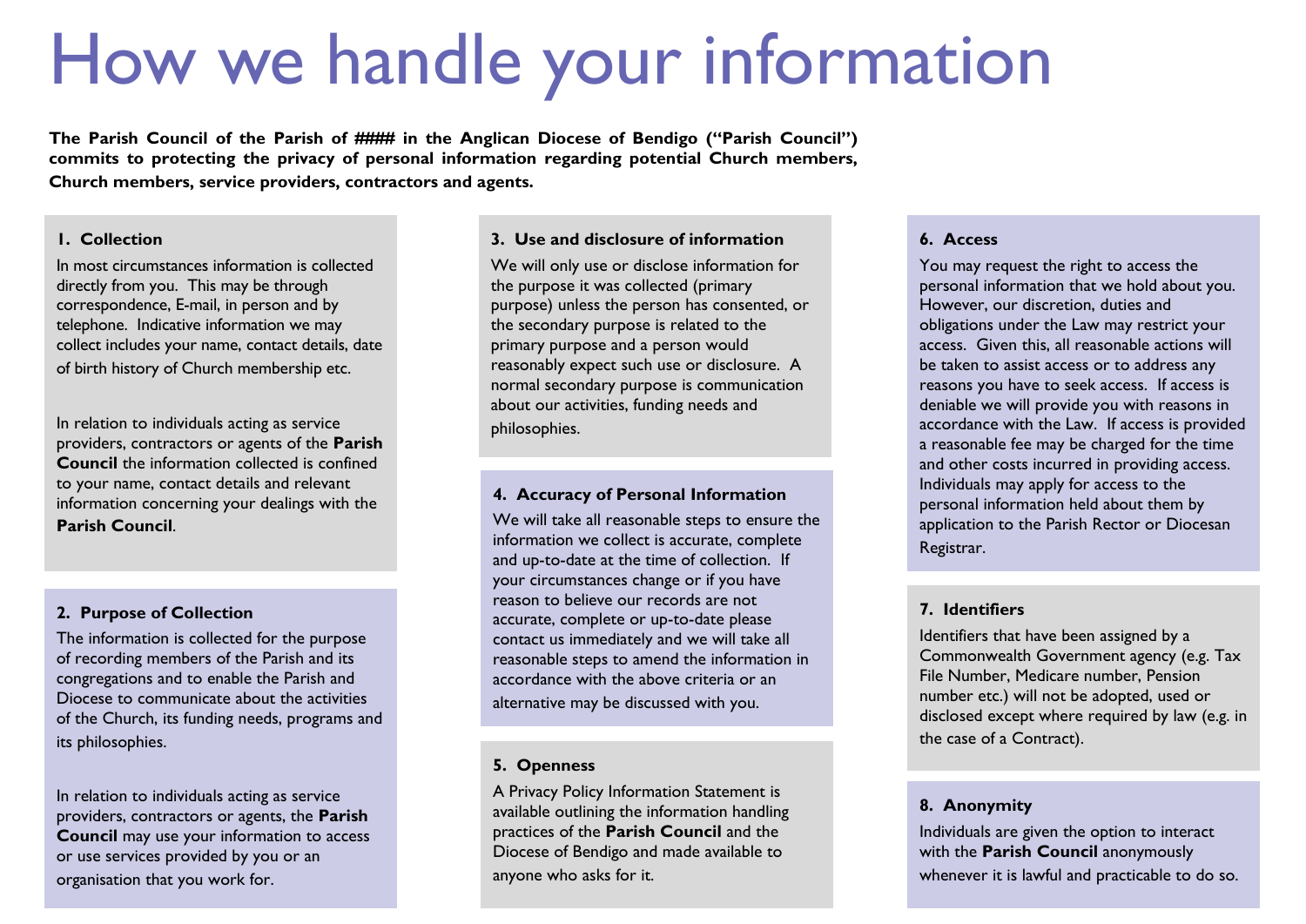# How we handle your information

**The Parish Council of the Parish of #### in the Anglican Diocese of Bendigo ("Parish Council") commits to protecting the privacy of personal information regarding potential Church members, Church members, service providers, contractors and agents.**

### 1. Collection

In most circumstances information is collected directly from you. This may be through correspondence, E-mail, in person and by telephone. Indicative information we may collect includes your name, contact details, date of birth history of Church membership etc.

In relation to individuals acting as service providers, contractors or agents of the **Parish Council** the information collected is confined to your name, contact details and relevant information concerning your dealings with the **Parish Council**.

### 2. Purpose of Collection

The information is collected for the purpose of recording members of the Parish and its congregations and to enable the Parish and Diocese to communicate about the activities of the Church, its funding needs, programs and its philosophies.

In relation to individuals acting as service providers, contractors or agents, the **Parish Council** may use your information to access or use services provided by you or an organisation that you work for.

### 3. Use and disclosure of information

We will only use or disclose information for the purpose it was collected (primary purpose) unless the person has consented, or the secondary purpose is related to the primary purpose and a person would reasonably expect such use or disclosure. A normal secondary purpose is communication about our activities, funding needs and philosophies.

### 4. Accuracy of Personal Information

We will take all reasonable steps to ensure the information we collect is accurate, complete and up-to-date at the time of collection. If your circumstances change or if you have reason to believe our records are not accurate, complete or up-to-date please contact us immediately and we will take all reasonable steps to amend the information in accordance with the above criteria or an alternative may be discussed with you.

### 5. Openness

A Privacy Policy Information Statement is available outlining the information handling practices of the **Parish Council** and the Diocese of Bendigo and made available to anyone who asks for it.

### 6. Access

You may request the right to access the personal information that we hold about you. However, our discretion, duties and obligations under the Law may restrict your access. Given this, all reasonable actions will be taken to assist access or to address any reasons you have to seek access. If access is deniable we will provide you with reasons in accordance with the Law. If access is provided a reasonable fee may be charged for the time and other costs incurred in providing access. Individuals may apply for access to the personal information held about them by application to the Parish Rector or Diocesan Registrar.

### 7. Identifiers

Identifiers that have been assigned by a Commonwealth Government agency (e.g. Tax File Number, Medicare number, Pension number etc.) will not be adopted, used or disclosed except where required by law (e.g. in the case of a Contract).

### 8. Anonymity

Individuals are given the option to interact with the **Parish Council** anonymously whenever it is lawful and practicable to do so.